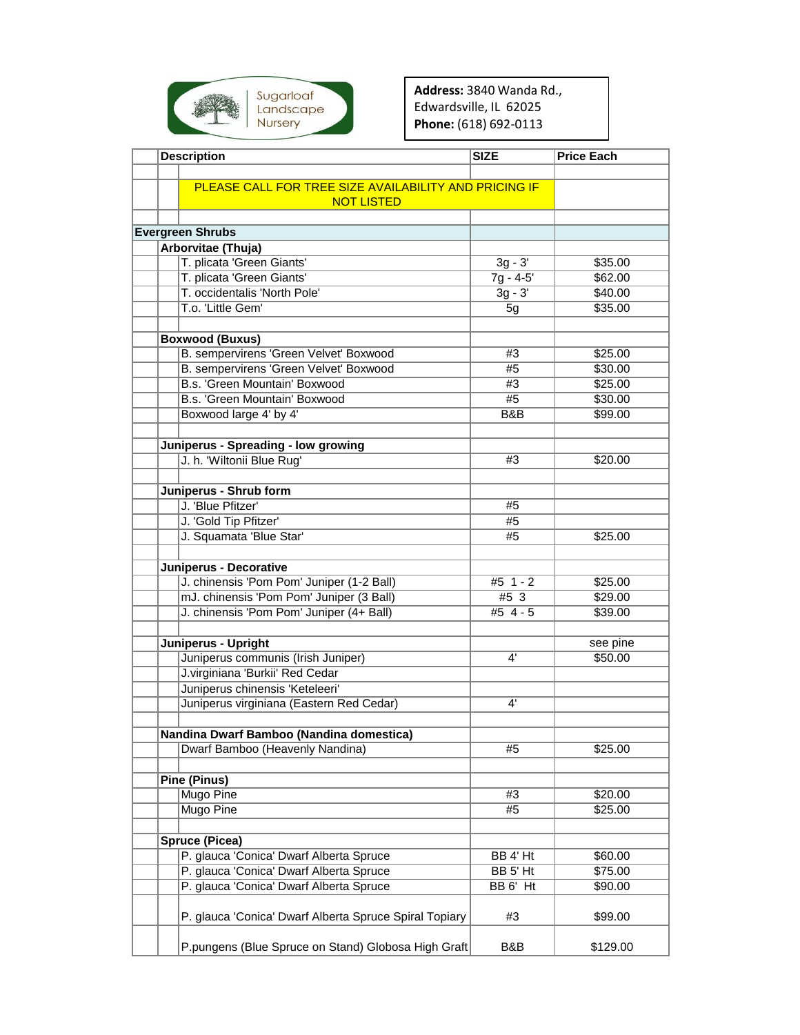Sugarloaf Landscape Nursery

**Address:** 3840 Wanda Rd., Edwardsville, IL 62025
**Phone:** (618) 692-0113

| Description | SIZE | Price Each |
|---|---|---|
| PLEASE CALL FOR TREE SIZE AVAILABILITY AND PRICING IF NOT LISTED | | |
| **Evergreen Shrubs** | | |
| **Arborvitae (Thuja)** | | |
| T. plicata 'Green Giants' | 3g - 3' | $35.00 |
| T. plicata 'Green Giants' | 7g - 4-5' | $62.00 |
| T. occidentalis 'North Pole' | 3g - 3' | $40.00 |
| T.o. 'Little Gem' | 5g | $35.00 |
| **Boxwood (Buxus)** | | |
| B. sempervirens 'Green Velvet' Boxwood | #3 | $25.00 |
| B. sempervirens 'Green Velvet' Boxwood | #5 | $30.00 |
| B.s. 'Green Mountain' Boxwood | #3 | $25.00 |
| B.s. 'Green Mountain' Boxwood | #5 | $30.00 |
| Boxwood large 4' by 4' | B&B | $99.00 |
| **Juniperus - Spreading - low growing** | | |
| J. h. 'Wiltonii Blue Rug' | #3 | $20.00 |
| **Juniperus - Shrub form** | | |
| J. 'Blue Pfitzer' | #5 | |
| J. 'Gold Tip Pfitzer' | #5 | |
| J. Squamata 'Blue Star' | #5 | $25.00 |
| **Juniperus - Decorative** | | |
| J. chinensis 'Pom Pom' Juniper (1-2 Ball) | #5 1 - 2 | $25.00 |
| mJ. chinensis 'Pom Pom' Juniper (3 Ball) | #5 3 | $29.00 |
| J. chinensis 'Pom Pom' Juniper (4+ Ball) | #5 4 - 5 | $39.00 |
| **Juniperus - Upright** | | see pine |
| Juniperus communis (Irish Juniper) | 4' | $50.00 |
| J.virginiana 'Burkii' Red Cedar | | |
| Juniperus chinensis 'Keteleeri' | | |
| Juniperus virginiana (Eastern Red Cedar) | 4' | |
| **Nandina Dwarf Bamboo (Nandina domestica)** | | |
| Dwarf Bamboo (Heavenly Nandina) | #5 | $25.00 |
| **Pine (Pinus)** | | |
| Mugo Pine | #3 | $20.00 |
| Mugo Pine | #5 | $25.00 |
| **Spruce (Picea)** | | |
| P. glauca 'Conica' Dwarf Alberta Spruce | BB 4' Ht | $60.00 |
| P. glauca 'Conica' Dwarf Alberta Spruce | BB 5' Ht | $75.00 |
| P. glauca 'Conica' Dwarf Alberta Spruce | BB 6' Ht | $90.00 |
| P. glauca 'Conica' Dwarf Alberta Spruce Spiral Topiary | #3 | $99.00 |
| P.pungens (Blue Spruce on Stand) Globosa High Graft | B&B | $129.00 |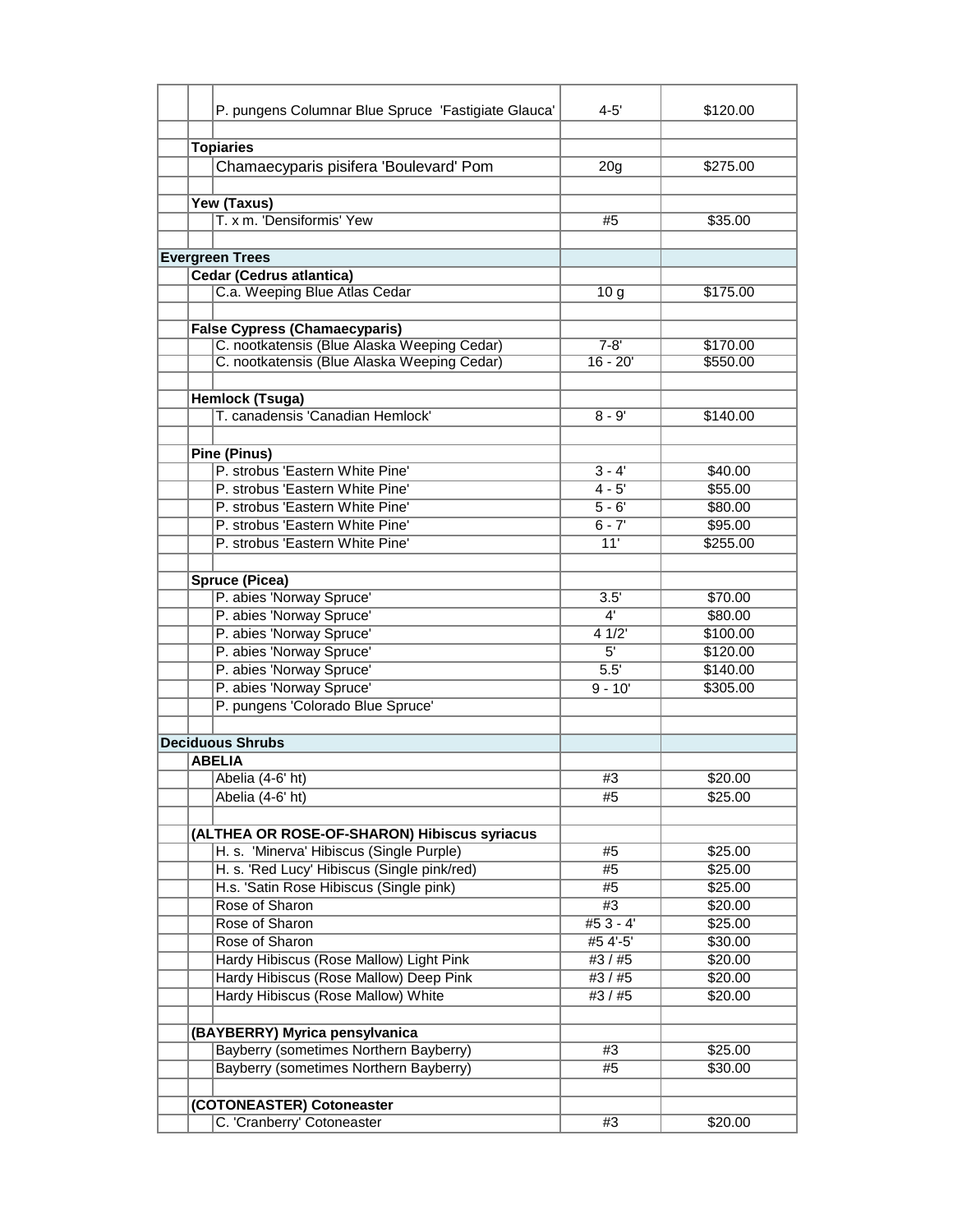| | | | | |
|---|---|---|---|---|
| | | P. pungens Columnar Blue Spruce 'Fastigiate Glauca' | 4-5' | $120.00 |
| | | | | |
| | **Topiaries** | | | |
| | | Chamaecyparis pisifera 'Boulevard' Pom | 20g | $275.00 |
| | | | | |
| | **Yew (Taxus)** | | | |
| | | T. x m. 'Densiformis' Yew | #5 | $35.00 |
| | | | | |
| **Evergreen Trees** | | | | |
| | **Cedar (Cedrus atlantica)** | | | |
| | | C.a. Weeping Blue Atlas Cedar | 10 g | $175.00 |
| | | | | |
| | **False Cypress (Chamaecyparis)** | | | |
| | | C. nootkatensis (Blue Alaska Weeping Cedar) | 7-8' | $170.00 |
| | | C. nootkatensis (Blue Alaska Weeping Cedar) | 16 - 20' | $550.00 |
| | | | | |
| | **Hemlock (Tsuga)** | | | |
| | | T. canadensis 'Canadian Hemlock' | 8 - 9' | $140.00 |
| | | | | |
| | **Pine (Pinus)** | | | |
| | | P. strobus 'Eastern White Pine' | 3 - 4' | $40.00 |
| | | P. strobus 'Eastern White Pine' | 4 - 5' | $55.00 |
| | | P. strobus 'Eastern White Pine' | 5 - 6' | $80.00 |
| | | P. strobus 'Eastern White Pine' | 6 - 7' | $95.00 |
| | | P. strobus 'Eastern White Pine' | 11' | $255.00 |
| | | | | |
| | **Spruce (Picea)** | | | |
| | | P. abies 'Norway Spruce' | 3.5' | $70.00 |
| | | P. abies 'Norway Spruce' | 4' | $80.00 |
| | | P. abies 'Norway Spruce' | 4 1/2' | $100.00 |
| | | P. abies 'Norway Spruce' | 5' | $120.00 |
| | | P. abies 'Norway Spruce' | 5.5' | $140.00 |
| | | P. abies 'Norway Spruce' | 9 - 10' | $305.00 |
| | | P. pungens 'Colorado Blue Spruce' | | |
| | | | | |
| **Deciduous Shrubs** | | | | |
| | **ABELIA** | | | |
| | | Abelia (4-6' ht) | #3 | $20.00 |
| | | Abelia (4-6' ht) | #5 | $25.00 |
| | | | | |
| | **(ALTHEA OR ROSE-OF-SHARON) Hibiscus syriacus** | | | |
| | | H. s. 'Minerva' Hibiscus (Single Purple) | #5 | $25.00 |
| | | H. s. 'Red Lucy' Hibiscus (Single pink/red) | #5 | $25.00 |
| | | H.s. 'Satin Rose Hibiscus (Single pink) | #5 | $25.00 |
| | | Rose of Sharon | #3 | $20.00 |
| | | Rose of Sharon | #5 3 - 4' | $25.00 |
| | | Rose of Sharon | #5 4'-5' | $30.00 |
| | | Hardy Hibiscus (Rose Mallow) Light Pink | #3 / #5 | $20.00 |
| | | Hardy Hibiscus (Rose Mallow) Deep Pink | #3 / #5 | $20.00 |
| | | Hardy Hibiscus (Rose Mallow) White | #3 / #5 | $20.00 |
| | | | | |
| | **(BAYBERRY) Myrica pensylvanica** | | | |
| | | Bayberry (sometimes Northern Bayberry) | #3 | $25.00 |
| | | Bayberry (sometimes Northern Bayberry) | #5 | $30.00 |
| | | | | |
| | **(COTONEASTER) Cotoneaster** | | | |
| | | C. 'Cranberry' Cotoneaster | #3 | $20.00 |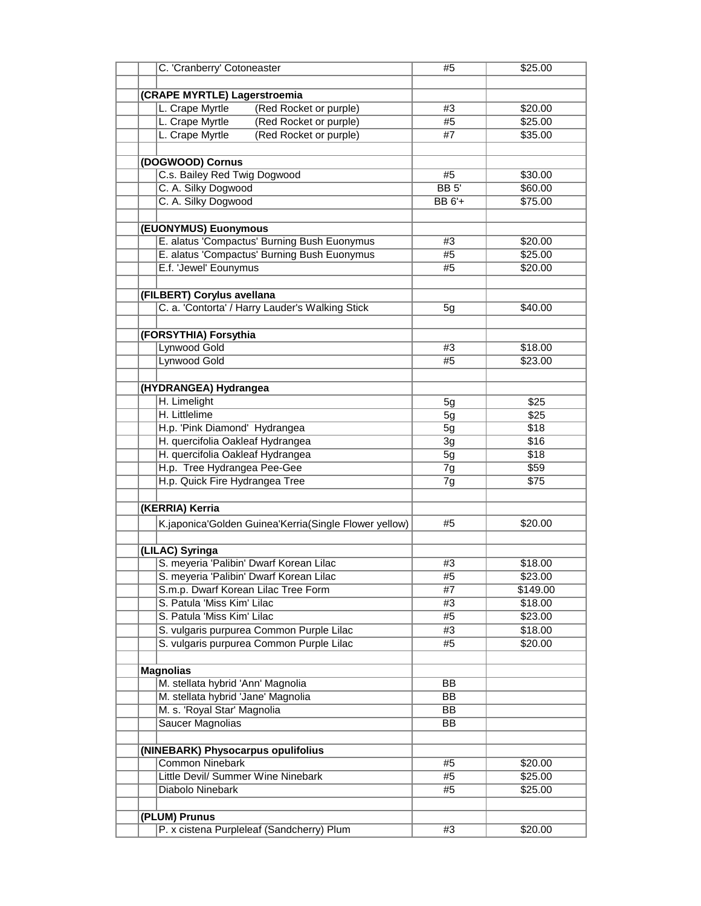| Plant | Size | Price |
|---|---|---|
| C. 'Cranberry' Cotoneaster | #5 | $25.00 |
| | | |
| **(CRAPE MYRTLE) Lagerstroemia** | | |
| L. Crape Myrtle (Red Rocket or purple) | #3 | $20.00 |
| L. Crape Myrtle (Red Rocket or purple) | #5 | $25.00 |
| L. Crape Myrtle (Red Rocket or purple) | #7 | $35.00 |
| | | |
| **(DOGWOOD) Cornus** | | |
| C.s. Bailey Red Twig Dogwood | #5 | $30.00 |
| C. A. Silky Dogwood | BB 5' | $60.00 |
| C. A. Silky Dogwood | BB 6'+ | $75.00 |
| | | |
| **(EUONYMUS) Euonymous** | | |
| E. alatus 'Compactus' Burning Bush Euonymus | #3 | $20.00 |
| E. alatus 'Compactus' Burning Bush Euonymus | #5 | $25.00 |
| E.f. 'Jewel' Eounymus | #5 | $20.00 |
| | | |
| **(FILBERT) Corylus avellana** | | |
| C. a. 'Contorta' / Harry Lauder's Walking Stick | 5g | $40.00 |
| | | |
| **(FORSYTHIA) Forsythia** | | |
| Lynwood Gold | #3 | $18.00 |
| Lynwood Gold | #5 | $23.00 |
| | | |
| **(HYDRANGEA) Hydrangea** | | |
| H. Limelight | 5g | $25 |
| H. Littlelime | 5g | $25 |
| H.p. 'Pink Diamond' Hydrangea | 5g | $18 |
| H. quercifolia Oakleaf Hydrangea | 3g | $16 |
| H. quercifolia Oakleaf Hydrangea | 5g | $18 |
| H.p. Tree Hydrangea Pee-Gee | 7g | $59 |
| H.p. Quick Fire Hydrangea Tree | 7g | $75 |
| | | |
| **(KERRIA) Kerria** | | |
| K.japonica'Golden Guinea'Kerria(Single Flower yellow) | #5 | $20.00 |
| | | |
| **(LILAC) Syringa** | | |
| S. meyeria 'Palibin' Dwarf Korean Lilac | #3 | $18.00 |
| S. meyeria 'Palibin' Dwarf Korean Lilac | #5 | $23.00 |
| S.m.p. Dwarf Korean Lilac Tree Form | #7 | $149.00 |
| S. Patula 'Miss Kim' Lilac | #3 | $18.00 |
| S. Patula 'Miss Kim' Lilac | #5 | $23.00 |
| S. vulgaris purpurea Common Purple Lilac | #3 | $18.00 |
| S. vulgaris purpurea Common Purple Lilac | #5 | $20.00 |
| | | |
| **Magnolias** | | |
| M. stellata hybrid 'Ann' Magnolia | BB | |
| M. stellata hybrid 'Jane' Magnolia | BB | |
| M. s. 'Royal Star' Magnolia | BB | |
| Saucer Magnolias | BB | |
| | | |
| **(NINEBARK) Physocarpus opulifolius** | | |
| Common Ninebark | #5 | $20.00 |
| Little Devil/ Summer Wine Ninebark | #5 | $25.00 |
| Diabolo Ninebark | #5 | $25.00 |
| | | |
| **(PLUM) Prunus** | | |
| P. x cistena Purpleleaf (Sandcherry) Plum | #3 | $20.00 |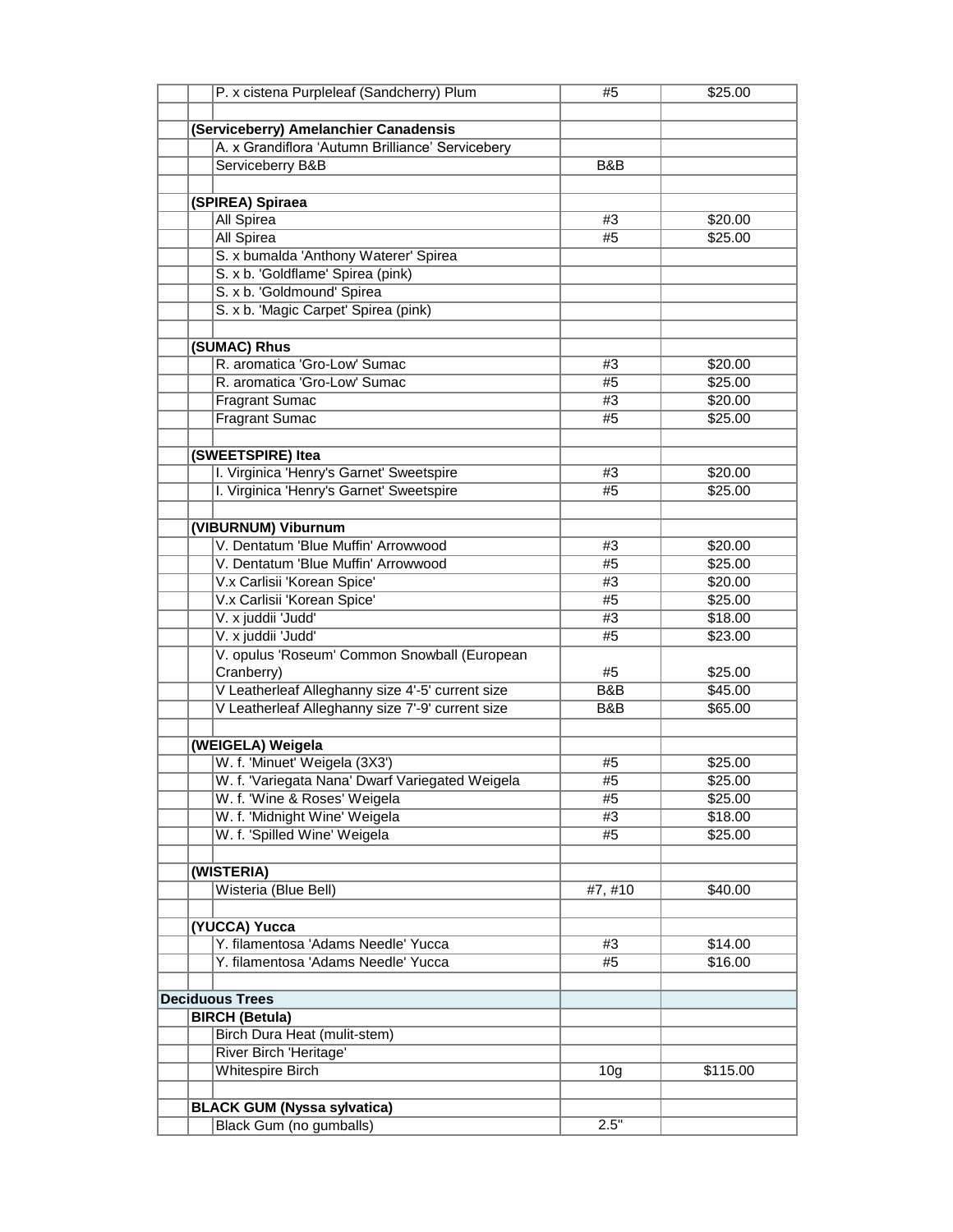| | | | |
|---|---|---|---|
| | P. x cistena Purpleleaf (Sandcherry) Plum | #5 | $25.00 |
| | | | |
| **(Serviceberry) Amelanchier Canadensis** | | | |
| | A. x Grandiflora 'Autumn Brilliance' Servicebery | | |
| | Serviceberry B&B | B&B | |
| | | | |
| **(SPIREA) Spiraea** | | | |
| | All Spirea | #3 | $20.00 |
| | All Spirea | #5 | $25.00 |
| | S. x bumalda 'Anthony Waterer' Spirea | | |
| | S. x b. 'Goldflame' Spirea (pink) | | |
| | S. x b. 'Goldmound' Spirea | | |
| | S. x b. 'Magic Carpet' Spirea (pink) | | |
| | | | |
| **(SUMAC) Rhus** | | | |
| | R. aromatica 'Gro-Low' Sumac | #3 | $20.00 |
| | R. aromatica 'Gro-Low' Sumac | #5 | $25.00 |
| | Fragrant Sumac | #3 | $20.00 |
| | Fragrant Sumac | #5 | $25.00 |
| | | | |
| **(SWEETSPIRE) Itea** | | | |
| | I. Virginica 'Henry's Garnet' Sweetspire | #3 | $20.00 |
| | I. Virginica 'Henry's Garnet' Sweetspire | #5 | $25.00 |
| | | | |
| **(VIBURNUM) Viburnum** | | | |
| | V. Dentatum 'Blue Muffin' Arrowwood | #3 | $20.00 |
| | V. Dentatum 'Blue Muffin' Arrowwood | #5 | $25.00 |
| | V.x Carlisii 'Korean Spice' | #3 | $20.00 |
| | V.x Carlisii 'Korean Spice' | #5 | $25.00 |
| | V. x juddii 'Judd' | #3 | $18.00 |
| | V. x juddii 'Judd' | #5 | $23.00 |
| | V. opulus 'Roseum' Common Snowball (European Cranberry) | #5 | $25.00 |
| | V Leatherleaf Alleghanny size 4'-5' current size | B&B | $45.00 |
| | V Leatherleaf Alleghanny size 7'-9' current size | B&B | $65.00 |
| | | | |
| **(WEIGELA) Weigela** | | | |
| | W. f. 'Minuet' Weigela (3X3') | #5 | $25.00 |
| | W. f. 'Variegata Nana' Dwarf Variegated Weigela | #5 | $25.00 |
| | W. f. 'Wine & Roses' Weigela | #5 | $25.00 |
| | W. f. 'Midnight Wine' Weigela | #3 | $18.00 |
| | W. f. 'Spilled Wine' Weigela | #5 | $25.00 |
| | | | |
| **(WISTERIA)** | | | |
| | Wisteria (Blue Bell) | #7, #10 | $40.00 |
| | | | |
| **(YUCCA) Yucca** | | | |
| | Y. filamentosa 'Adams Needle' Yucca | #3 | $14.00 |
| | Y. filamentosa 'Adams Needle' Yucca | #5 | $16.00 |
| | | | |
| **Deciduous Trees** | | | |
| **BIRCH (Betula)** | | | |
| | Birch Dura Heat (mulit-stem) | | |
| | River Birch 'Heritage' | | |
| | Whitespire Birch | 10g | $115.00 |
| | | | |
| **BLACK GUM (Nyssa sylvatica)** | | | |
| | Black Gum (no gumballs) | 2.5" | |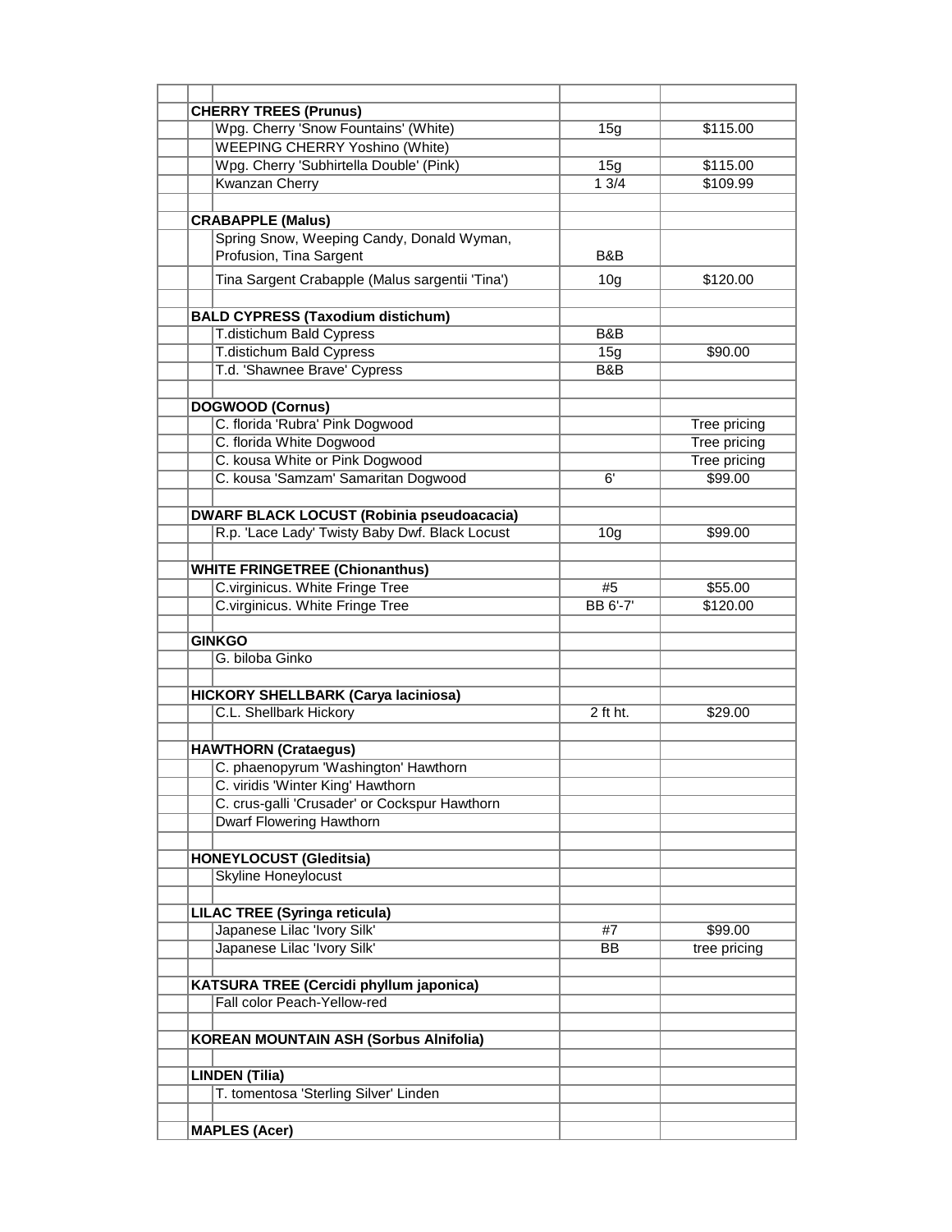| | | |
|---|---|---|
| **CHERRY TREES (Prunus)** | | |
| Wpg. Cherry 'Snow Fountains' (White) | 15g | $115.00 |
| WEEPING CHERRY Yoshino (White) | | |
| Wpg. Cherry 'Subhirtella Double' (Pink) | 15g | $115.00 |
| Kwanzan Cherry | 1 3/4 | $109.99 |
| | | |
| **CRABAPPLE (Malus)** | | |
| Spring Snow, Weeping Candy, Donald Wyman, Profusion, Tina Sargent | B&B | |
| Tina Sargent Crabapple (Malus sargentii 'Tina') | 10g | $120.00 |
| | | |
| **BALD CYPRESS (Taxodium distichum)** | | |
| T.distichum Bald Cypress | B&B | |
| T.distichum Bald Cypress | 15g | $90.00 |
| T.d. 'Shawnee Brave' Cypress | B&B | |
| | | |
| **DOGWOOD (Cornus)** | | |
| C. florida 'Rubra' Pink Dogwood | | Tree pricing |
| C. florida White Dogwood | | Tree pricing |
| C. kousa White or Pink Dogwood | | Tree pricing |
| C. kousa 'Samzam' Samaritan Dogwood | 6' | $99.00 |
| | | |
| **DWARF BLACK LOCUST (Robinia pseudoacacia)** | | |
| R.p. 'Lace Lady' Twisty Baby Dwf. Black Locust | 10g | $99.00 |
| | | |
| **WHITE FRINGETREE (Chionanthus)** | | |
| C.virginicus. White Fringe Tree | #5 | $55.00 |
| C.virginicus. White Fringe Tree | BB 6'-7' | $120.00 |
| | | |
| **GINKGO** | | |
| G. biloba Ginko | | |
| | | |
| **HICKORY SHELLBARK (Carya laciniosa)** | | |
| C.L. Shellbark Hickory | 2 ft ht. | $29.00 |
| | | |
| **HAWTHORN (Crataegus)** | | |
| C. phaenopyrum 'Washington' Hawthorn | | |
| C. viridis 'Winter King' Hawthorn | | |
| C. crus-galli 'Crusader' or Cockspur Hawthorn | | |
| Dwarf Flowering Hawthorn | | |
| | | |
| **HONEYLOCUST (Gleditsia)** | | |
| Skyline Honeylocust | | |
| | | |
| **LILAC TREE (Syringa reticula)** | | |
| Japanese Lilac 'Ivory Silk' | #7 | $99.00 |
| Japanese Lilac 'Ivory Silk' | BB | tree pricing |
| | | |
| **KATSURA TREE (Cercidi phyllum japonica)** | | |
| Fall color Peach-Yellow-red | | |
| | | |
| **KOREAN MOUNTAIN ASH (Sorbus Alnifolia)** | | |
| | | |
| **LINDEN (Tilia)** | | |
| T. tomentosa 'Sterling Silver' Linden | | |
| | | |
| **MAPLES (Acer)** | | |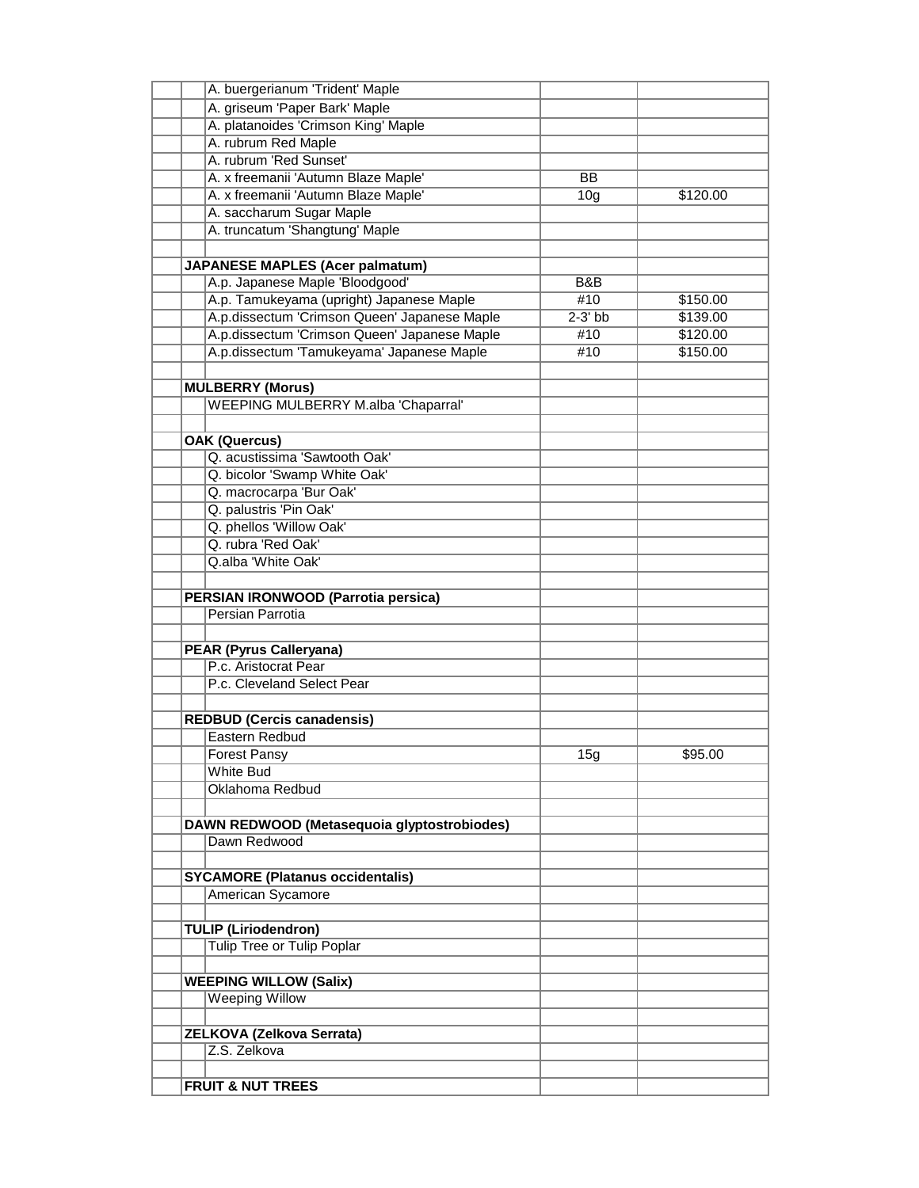| | | | |
|---|---|---|---|
| | A. buergerianum 'Trident' Maple | | |
| | A. griseum 'Paper Bark' Maple | | |
| | A. platanoides 'Crimson King' Maple | | |
| | A. rubrum Red Maple | | |
| | A. rubrum 'Red Sunset' | | |
| | A. x freemanii 'Autumn Blaze Maple' | BB | |
| | A. x freemanii 'Autumn Blaze Maple' | 10g | $120.00 |
| | A. saccharum Sugar Maple | | |
| | A. truncatum 'Shangtung' Maple | | |
| | | | |
| **JAPANESE MAPLES (Acer palmatum)** | | | |
| | A.p. Japanese Maple 'Bloodgood' | B&B | |
| | A.p. Tamukeyama (upright) Japanese Maple | #10 | $150.00 |
| | A.p.dissectum 'Crimson Queen' Japanese Maple | 2-3' bb | $139.00 |
| | A.p.dissectum 'Crimson Queen' Japanese Maple | #10 | $120.00 |
| | A.p.dissectum 'Tamukeyama' Japanese Maple | #10 | $150.00 |
| | | | |
| **MULBERRY (Morus)** | | | |
| | WEEPING MULBERRY M.alba 'Chaparral' | | |
| | | | |
| **OAK (Quercus)** | | | |
| | Q. acustissima 'Sawtooth Oak' | | |
| | Q. bicolor 'Swamp White Oak' | | |
| | Q. macrocarpa 'Bur Oak' | | |
| | Q. palustris 'Pin Oak' | | |
| | Q. phellos 'Willow Oak' | | |
| | Q. rubra 'Red Oak' | | |
| | Q.alba 'White Oak' | | |
| | | | |
| **PERSIAN IRONWOOD (Parrotia persica)** | | | |
| | Persian Parrotia | | |
| | | | |
| **PEAR (Pyrus Calleryana)** | | | |
| | P.c. Aristocrat Pear | | |
| | P.c. Cleveland Select Pear | | |
| | | | |
| **REDBUD (Cercis canadensis)** | | | |
| | Eastern Redbud | | |
| | Forest Pansy | 15g | $95.00 |
| | White Bud | | |
| | Oklahoma Redbud | | |
| | | | |
| **DAWN REDWOOD (Metasequoia glyptostrobiodes)** | | | |
| | Dawn Redwood | | |
| | | | |
| **SYCAMORE (Platanus occidentalis)** | | | |
| | American Sycamore | | |
| | | | |
| **TULIP (Liriodendron)** | | | |
| | Tulip Tree or Tulip Poplar | | |
| | | | |
| **WEEPING WILLOW (Salix)** | | | |
| | Weeping Willow | | |
| | | | |
| **ZELKOVA (Zelkova Serrata)** | | | |
| | Z.S. Zelkova | | |
| | | | |
| **FRUIT & NUT TREES** | | | |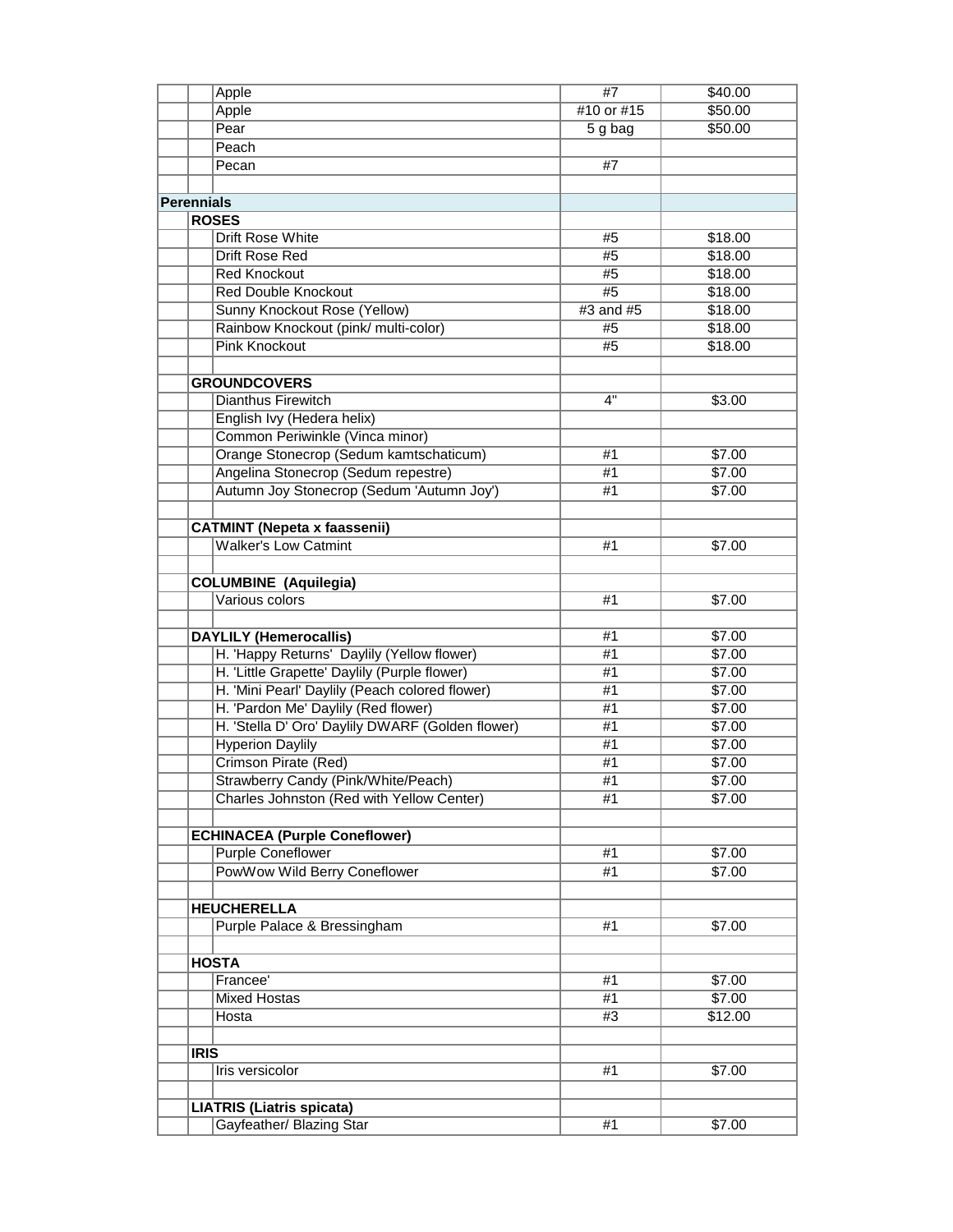| | | | | |
|---|---|---|---|---|
| | | Apple | #7 | $40.00 |
| | | Apple | #10 or #15 | $50.00 |
| | | Pear | 5 g bag | $50.00 |
| | | Peach | | |
| | | Pecan | #7 | |
| | | | | |
| **Perennials** | | | | |
| | **ROSES** | | | |
| | | Drift Rose White | #5 | $18.00 |
| | | Drift Rose Red | #5 | $18.00 |
| | | Red Knockout | #5 | $18.00 |
| | | Red Double Knockout | #5 | $18.00 |
| | | Sunny Knockout Rose (Yellow) | #3 and #5 | $18.00 |
| | | Rainbow Knockout (pink/ multi-color) | #5 | $18.00 |
| | | Pink Knockout | #5 | $18.00 |
| | | | | |
| | **GROUNDCOVERS** | | | |
| | | Dianthus Firewitch | 4" | $3.00 |
| | | English Ivy (Hedera helix) | | |
| | | Common Periwinkle (Vinca minor) | | |
| | | Orange Stonecrop (Sedum kamtschaticum) | #1 | $7.00 |
| | | Angelina Stonecrop (Sedum repestre) | #1 | $7.00 |
| | | Autumn Joy Stonecrop (Sedum 'Autumn Joy') | #1 | $7.00 |
| | | | | |
| | **CATMINT (Nepeta x faassenii)** | | | |
| | | Walker's Low Catmint | #1 | $7.00 |
| | | | | |
| | **COLUMBINE (Aquilegia)** | | | |
| | | Various colors | #1 | $7.00 |
| | | | | |
| | **DAYLILY (Hemerocallis)** | | #1 | $7.00 |
| | | H. 'Happy Returns' Daylily (Yellow flower) | #1 | $7.00 |
| | | H. 'Little Grapette' Daylily (Purple flower) | #1 | $7.00 |
| | | H. 'Mini Pearl' Daylily (Peach colored flower) | #1 | $7.00 |
| | | H. 'Pardon Me' Daylily (Red flower) | #1 | $7.00 |
| | | H. 'Stella D' Oro' Daylily DWARF (Golden flower) | #1 | $7.00 |
| | | Hyperion Daylily | #1 | $7.00 |
| | | Crimson Pirate (Red) | #1 | $7.00 |
| | | Strawberry Candy (Pink/White/Peach) | #1 | $7.00 |
| | | Charles Johnston (Red with Yellow Center) | #1 | $7.00 |
| | | | | |
| | **ECHINACEA (Purple Coneflower)** | | | |
| | | Purple Coneflower | #1 | $7.00 |
| | | PowWow Wild Berry Coneflower | #1 | $7.00 |
| | | | | |
| | **HEUCHERELLA** | | | |
| | | Purple Palace & Bressingham | #1 | $7.00 |
| | | | | |
| | **HOSTA** | | | |
| | | Francee' | #1 | $7.00 |
| | | Mixed Hostas | #1 | $7.00 |
| | | Hosta | #3 | $12.00 |
| | | | | |
| | **IRIS** | | | |
| | | Iris versicolor | #1 | $7.00 |
| | | | | |
| | **LIATRIS (Liatris spicata)** | | | |
| | | Gayfeather/ Blazing Star | #1 | $7.00 |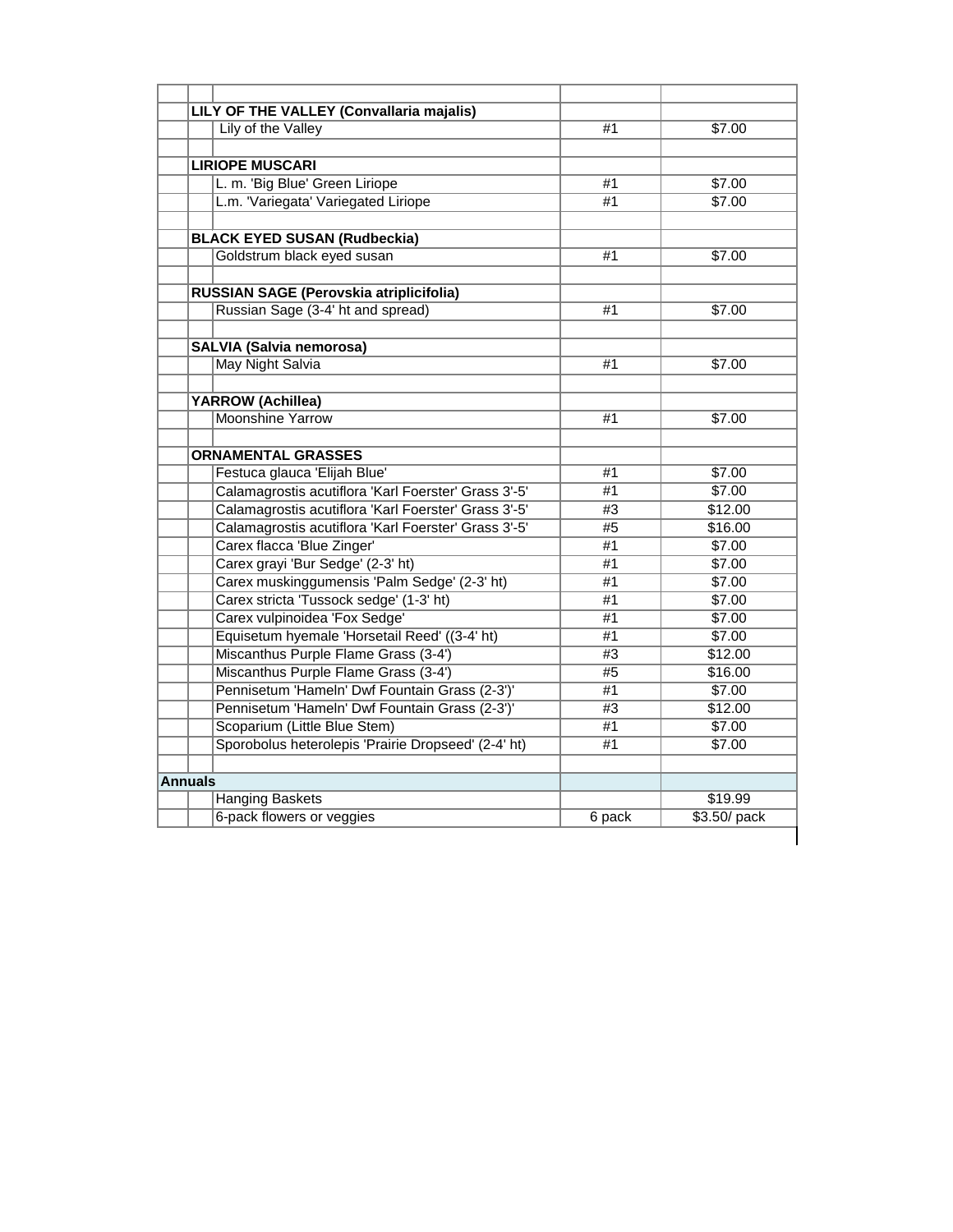| | | | |
|---|---|---|---|
| **LILY OF THE VALLEY (Convallaria majalis)** | | | |
| | Lily of the Valley | #1 | $7.00 |
| | | | |
| **LIRIOPE MUSCARI** | | | |
| | L. m. 'Big Blue' Green Liriope | #1 | $7.00 |
| | L.m. 'Variegata' Variegated Liriope | #1 | $7.00 |
| | | | |
| **BLACK EYED SUSAN (Rudbeckia)** | | | |
| | Goldstrum black eyed susan | #1 | $7.00 |
| | | | |
| **RUSSIAN SAGE (Perovskia atriplicifolia)** | | | |
| | Russian Sage (3-4' ht and spread) | #1 | $7.00 |
| | | | |
| **SALVIA (Salvia nemorosa)** | | | |
| | May Night Salvia | #1 | $7.00 |
| | | | |
| **YARROW (Achillea)** | | | |
| | Moonshine Yarrow | #1 | $7.00 |
| | | | |
| **ORNAMENTAL GRASSES** | | | |
| | Festuca glauca 'Elijah Blue' | #1 | $7.00 |
| | Calamagrostis acutiflora 'Karl Foerster' Grass 3'-5' | #1 | $7.00 |
| | Calamagrostis acutiflora 'Karl Foerster' Grass 3'-5' | #3 | $12.00 |
| | Calamagrostis acutiflora 'Karl Foerster' Grass 3'-5' | #5 | $16.00 |
| | Carex flacca 'Blue Zinger' | #1 | $7.00 |
| | Carex grayi 'Bur Sedge' (2-3' ht) | #1 | $7.00 |
| | Carex muskinggumensis 'Palm Sedge' (2-3' ht) | #1 | $7.00 |
| | Carex stricta 'Tussock sedge' (1-3' ht) | #1 | $7.00 |
| | Carex vulpinoidea 'Fox Sedge' | #1 | $7.00 |
| | Equisetum hyemale 'Horsetail Reed' ((3-4' ht) | #1 | $7.00 |
| | Miscanthus Purple Flame Grass (3-4') | #3 | $12.00 |
| | Miscanthus Purple Flame Grass (3-4') | #5 | $16.00 |
| | Pennisetum 'Hameln' Dwf Fountain Grass (2-3')' | #1 | $7.00 |
| | Pennisetum 'Hameln' Dwf Fountain Grass (2-3')' | #3 | $12.00 |
| | Scoparium (Little Blue Stem) | #1 | $7.00 |
| | Sporobolus heterolepis 'Prairie Dropseed' (2-4' ht) | #1 | $7.00 |
| | | | |
| **Annuals** | | | |
| | Hanging Baskets | | $19.99 |
| | 6-pack flowers or veggies | 6 pack | $3.50/ pack |